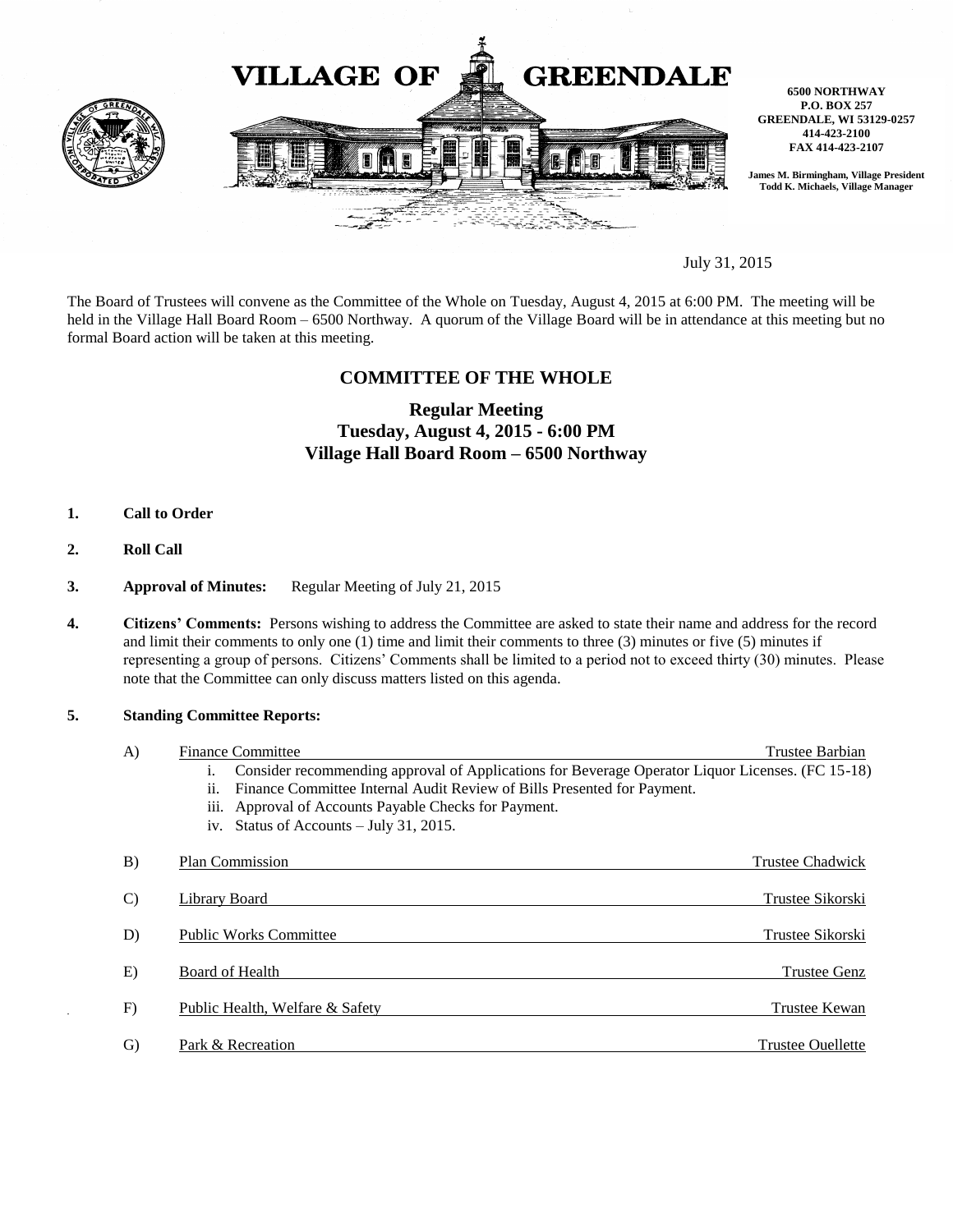# VILLAGE OF GREENDALE

**6500 NORTHWAY**
**P.O. BOX 257**
**GREENDALE, WI 53129-0257**
**414-423-2100**
**FAX 414-423-2107**

**James M. Birmingham, Village President**
**Todd K. Michaels, Village Manager**

July 31, 2015

The Board of Trustees will convene as the Committee of the Whole on Tuesday, August 4, 2015 at 6:00 PM. The meeting will be held in the Village Hall Board Room – 6500 Northway. A quorum of the Village Board will be in attendance at this meeting but no formal Board action will be taken at this meeting.

## COMMITTEE OF THE WHOLE

### Regular Meeting
### Tuesday, August 4, 2015 - 6:00 PM
### Village Hall Board Room – 6500 Northway

1. **Call to Order**

2. **Roll Call**

3. **Approval of Minutes:** Regular Meeting of July 21, 2015

4. **Citizens' Comments:** Persons wishing to address the Committee are asked to state their name and address for the record and limit their comments to only one (1) time and limit their comments to three (3) minutes or five (5) minutes if representing a group of persons. Citizens' Comments shall be limited to a period not to exceed thirty (30) minutes. Please note that the Committee can only discuss matters listed on this agenda.

5. **Standing Committee Reports:**

   A) Finance Committee — Trustee Barbian
      i. Consider recommending approval of Applications for Beverage Operator Liquor Licenses. (FC 15-18)
      ii. Finance Committee Internal Audit Review of Bills Presented for Payment.
      iii. Approval of Accounts Payable Checks for Payment.
      iv. Status of Accounts – July 31, 2015.

   B) Plan Commission — Trustee Chadwick

   C) Library Board — Trustee Sikorski

   D) Public Works Committee — Trustee Sikorski

   E) Board of Health — Trustee Genz

   F) Public Health, Welfare & Safety — Trustee Kewan

   G) Park & Recreation — Trustee Ouellette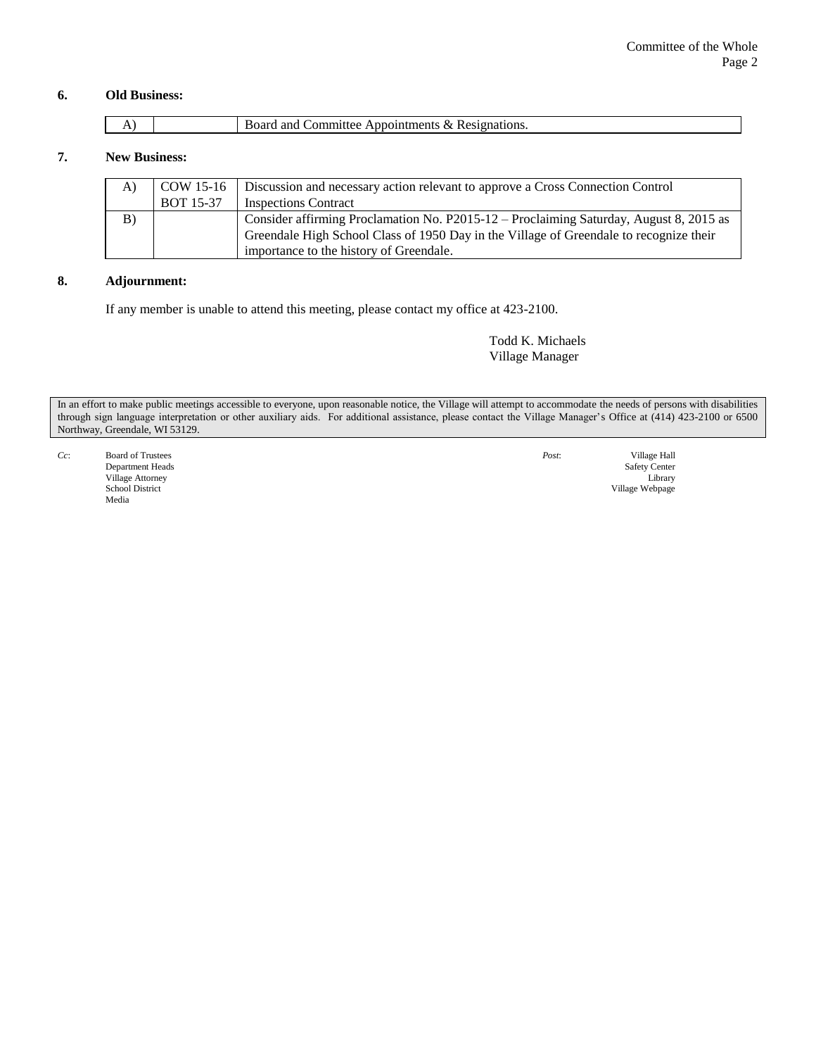**6. Old Business:**

| | | |
|---|---|---|
| A) | | Board and Committee Appointments & Resignations. |

**7. New Business:**

| | | |
|---|---|---|
| A) | COW 15-16<br>BOT 15-37 | Discussion and necessary action relevant to approve a Cross Connection Control Inspections Contract |
| B) | | Consider affirming Proclamation No. P2015-12 – Proclaiming Saturday, August 8, 2015 as Greendale High School Class of 1950 Day in the Village of Greendale to recognize their importance to the history of Greendale. |

**8. Adjournment:**

If any member is unable to attend this meeting, please contact my office at 423-2100.

Todd K. Michaels
Village Manager

In an effort to make public meetings accessible to everyone, upon reasonable notice, the Village will attempt to accommodate the needs of persons with disabilities through sign language interpretation or other auxiliary aids. For additional assistance, please contact the Village Manager's Office at (414) 423-2100 or 6500 Northway, Greendale, WI 53129.

*Cc*: Board of Trustees
Department Heads
Village Attorney
School District
Media

*Post*: Village Hall
Safety Center
Library
Village Webpage